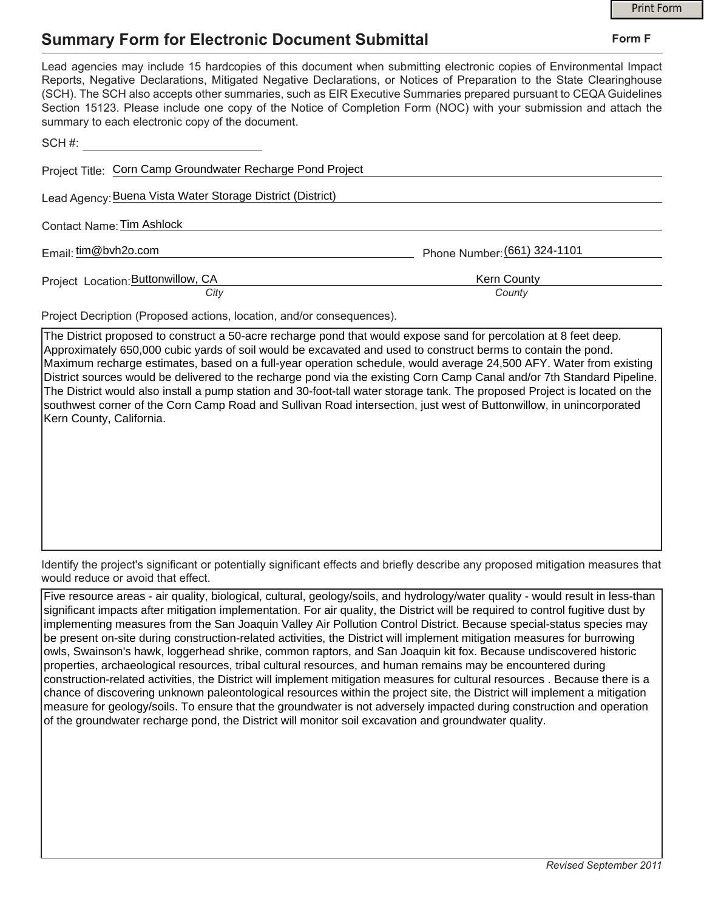# Summary Form for Electronic Document Submittal

**Form F**

Lead agencies may include 15 hardcopies of this document when submitting electronic copies of Environmental Impact Reports, Negative Declarations, Mitigated Negative Declarations, or Notices of Preparation to the State Clearinghouse (SCH). The SCH also accepts other summaries, such as EIR Executive Summaries prepared pursuant to CEQA Guidelines Section 15123. Please include one copy of the Notice of Completion Form (NOC) with your submission and attach the summary to each electronic copy of the document.

SCH #: ______________________

Project Title: Corn Camp Groundwater Recharge Pond Project

Lead Agency: Buena Vista Water Storage District (District)

Contact Name: Tim Ashlock

Email: tim@bvh2o.com

Phone Number: (661) 324-1101

Project Location: Buttonwillow, CA (*City*) Kern County (*County*)

Project Decription (Proposed actions, location, and/or consequences).

The District proposed to construct a 50-acre recharge pond that would expose sand for percolation at 8 feet deep. Approximately 650,000 cubic yards of soil would be excavated and used to construct berms to contain the pond. Maximum recharge estimates, based on a full-year operation schedule, would average 24,500 AFY. Water from existing District sources would be delivered to the recharge pond via the existing Corn Camp Canal and/or 7th Standard Pipeline. The District would also install a pump station and 30-foot-tall water storage tank. The proposed Project is located on the southwest corner of the Corn Camp Road and Sullivan Road intersection, just west of Buttonwillow, in unincorporated Kern County, California.

Identify the project's significant or potentially significant effects and briefly describe any proposed mitigation measures that would reduce or avoid that effect.

Five resource areas - air quality, biological, cultural, geology/soils, and hydrology/water quality - would result in less-than significant impacts after mitigation implementation. For air quality, the District will be required to control fugitive dust by implementing measures from the San Joaquin Valley Air Pollution Control District. Because special-status species may be present on-site during construction-related activities, the District will implement mitigation measures for burrowing owls, Swainson's hawk, loggerhead shrike, common raptors, and San Joaquin kit fox. Because undiscovered historic properties, archaeological resources, tribal cultural resources, and human remains may be encountered during construction-related activities, the District will implement mitigation measures for cultural resources . Because there is a chance of discovering unknown paleontological resources within the project site, the District will implement a mitigation measure for geology/soils. To ensure that the groundwater is not adversely impacted during construction and operation of the groundwater recharge pond, the District will monitor soil excavation and groundwater quality.

*Revised September 2011*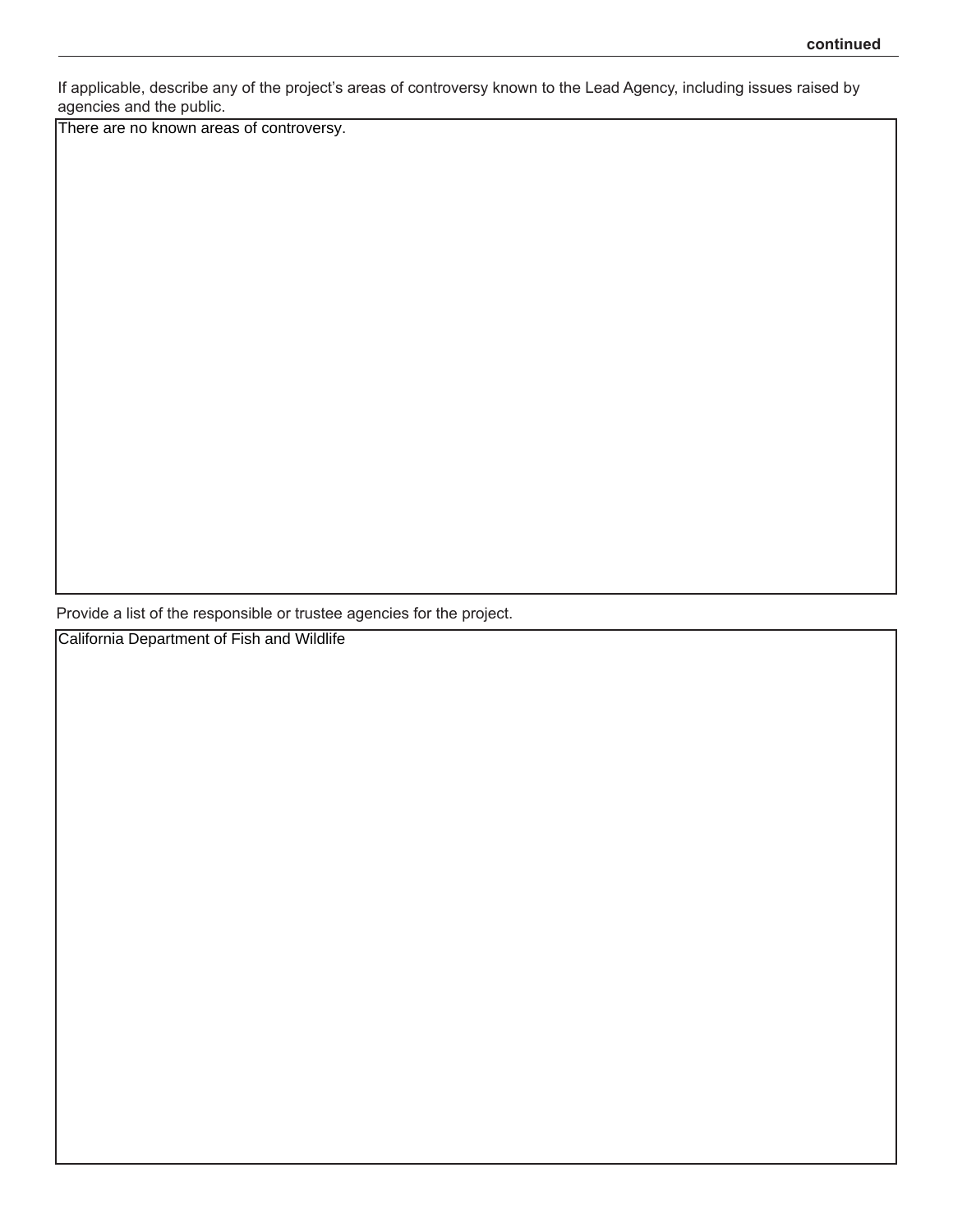If applicable, describe any of the project's areas of controversy known to the Lead Agency, including issues raised by agencies and the public.

There are no known areas of controversy.

Provide a list of the responsible or trustee agencies for the project.

California Department of Fish and Wildlife